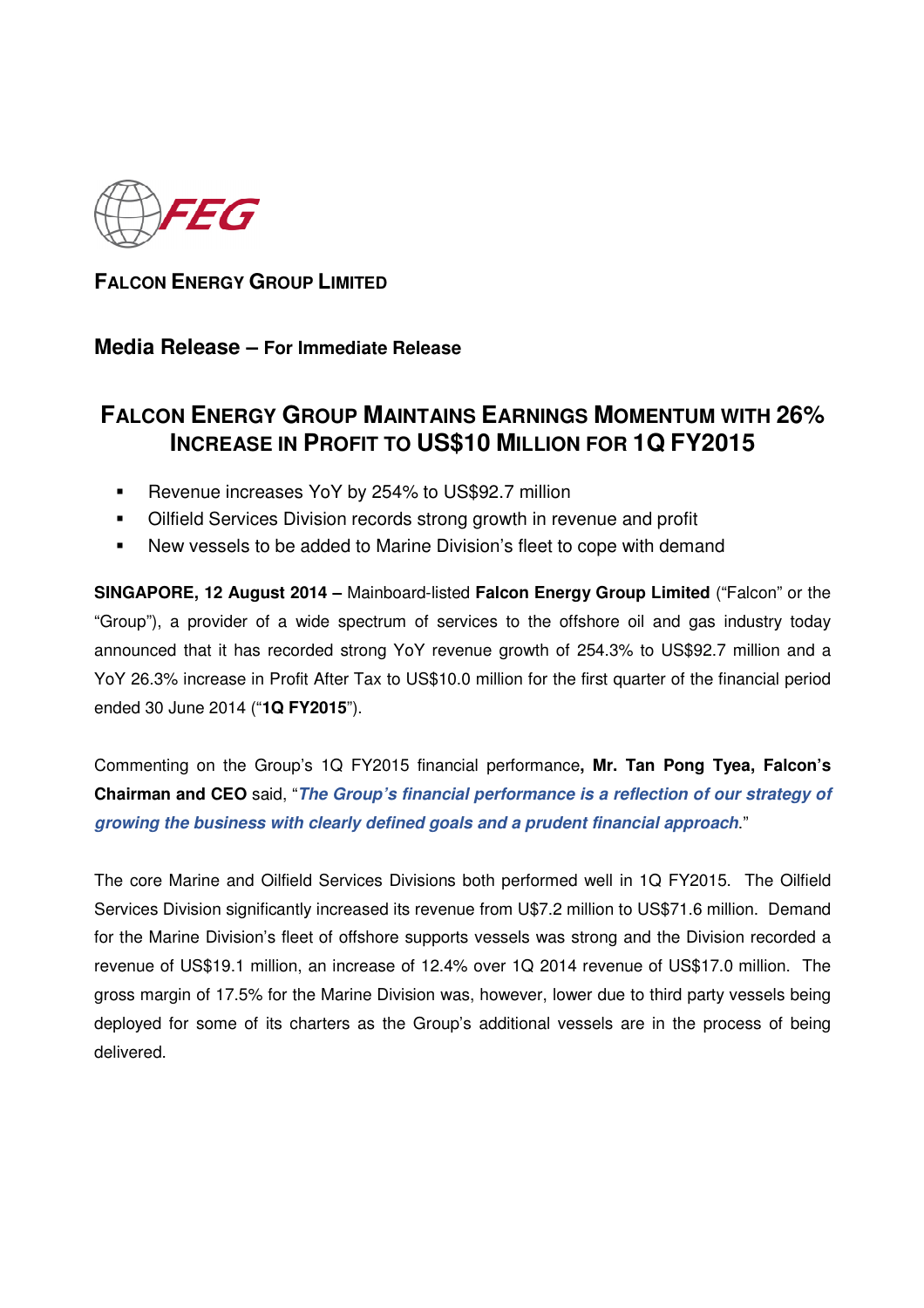FEG

**FALCON ENERGY GROUP LIMITED**

## Media Release – For Immediate Release

# FALCON ENERGY GROUP MAINTAINS EARNINGS MOMENTUM WITH 26% INCREASE IN PROFIT TO US$10 MILLION FOR 1Q FY2015

- Revenue increases YoY by 254% to US$92.7 million
- Oilfield Services Division records strong growth in revenue and profit
- New vessels to be added to Marine Division's fleet to cope with demand

**SINGAPORE, 12 August 2014 –** Mainboard-listed **Falcon Energy Group Limited** ("Falcon" or the "Group"), a provider of a wide spectrum of services to the offshore oil and gas industry today announced that it has recorded strong YoY revenue growth of 254.3% to US$92.7 million and a YoY 26.3% increase in Profit After Tax to US$10.0 million for the first quarter of the financial period ended 30 June 2014 ("**1Q FY2015**").

Commenting on the Group's 1Q FY2015 financial performance**, Mr. Tan Pong Tyea, Falcon's Chairman and CEO** said, "***The Group's financial performance is a reflection of our strategy of growing the business with clearly defined goals and a prudent financial approach***."

The core Marine and Oilfield Services Divisions both performed well in 1Q FY2015. The Oilfield Services Division significantly increased its revenue from U$7.2 million to US$71.6 million. Demand for the Marine Division's fleet of offshore supports vessels was strong and the Division recorded a revenue of US$19.1 million, an increase of 12.4% over 1Q 2014 revenue of US$17.0 million. The gross margin of 17.5% for the Marine Division was, however, lower due to third party vessels being deployed for some of its charters as the Group's additional vessels are in the process of being delivered.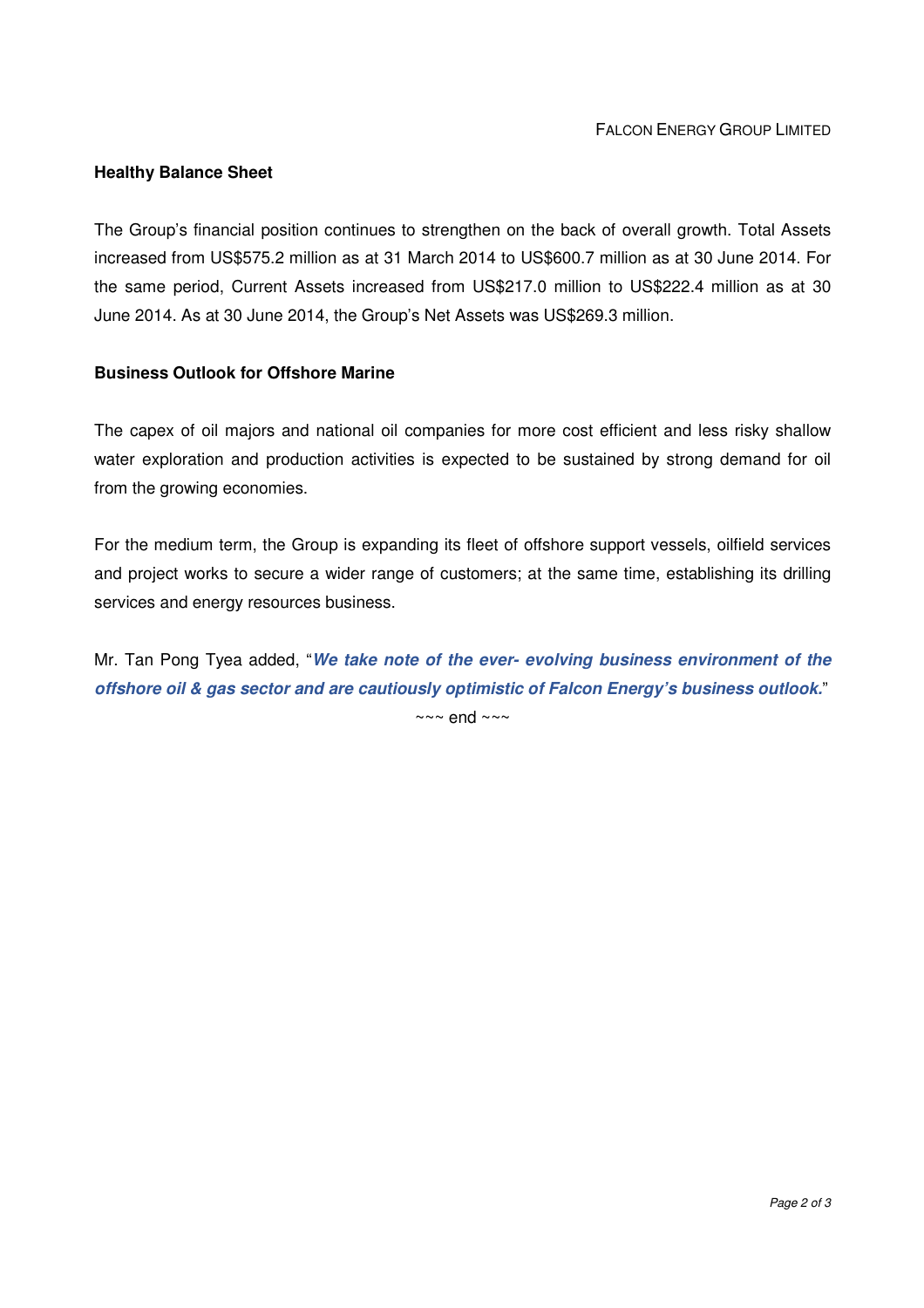**Healthy Balance Sheet**

The Group's financial position continues to strengthen on the back of overall growth. Total Assets increased from US$575.2 million as at 31 March 2014 to US$600.7 million as at 30 June 2014. For the same period, Current Assets increased from US$217.0 million to US$222.4 million as at 30 June 2014. As at 30 June 2014, the Group's Net Assets was US$269.3 million.

**Business Outlook for Offshore Marine**

The capex of oil majors and national oil companies for more cost efficient and less risky shallow water exploration and production activities is expected to be sustained by strong demand for oil from the growing economies.

For the medium term, the Group is expanding its fleet of offshore support vessels, oilfield services and project works to secure a wider range of customers; at the same time, establishing its drilling services and energy resources business.

Mr. Tan Pong Tyea added, "***We take note of the ever- evolving business environment of the offshore oil & gas sector and are cautiously optimistic of Falcon Energy's business outlook.***"

~~~ end ~~~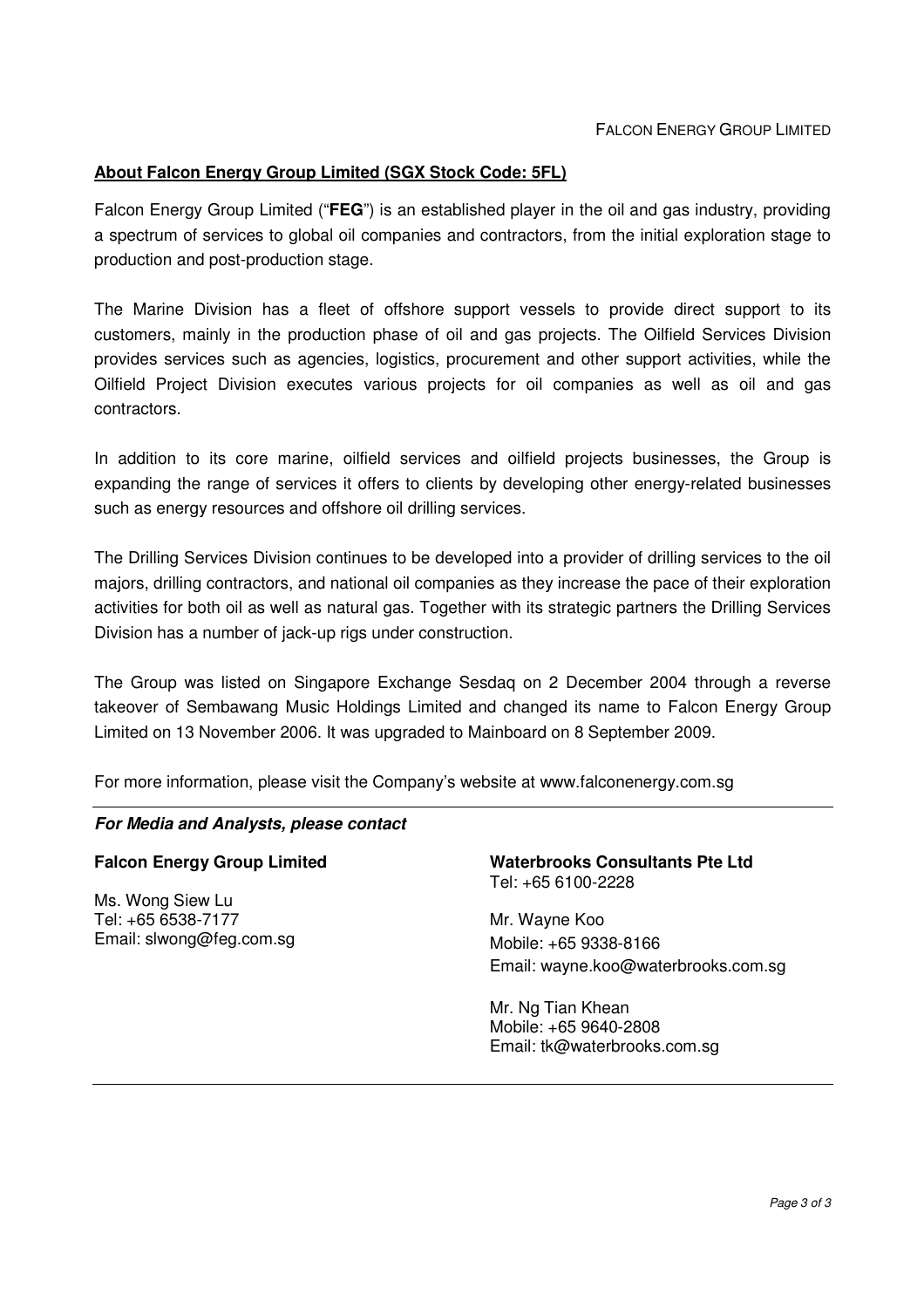## About Falcon Energy Group Limited (SGX Stock Code: 5FL)

Falcon Energy Group Limited ("**FEG**") is an established player in the oil and gas industry, providing a spectrum of services to global oil companies and contractors, from the initial exploration stage to production and post-production stage.

The Marine Division has a fleet of offshore support vessels to provide direct support to its customers, mainly in the production phase of oil and gas projects. The Oilfield Services Division provides services such as agencies, logistics, procurement and other support activities, while the Oilfield Project Division executes various projects for oil companies as well as oil and gas contractors.

In addition to its core marine, oilfield services and oilfield projects businesses, the Group is expanding the range of services it offers to clients by developing other energy-related businesses such as energy resources and offshore oil drilling services.

The Drilling Services Division continues to be developed into a provider of drilling services to the oil majors, drilling contractors, and national oil companies as they increase the pace of their exploration activities for both oil as well as natural gas. Together with its strategic partners the Drilling Services Division has a number of jack-up rigs under construction.

The Group was listed on Singapore Exchange Sesdaq on 2 December 2004 through a reverse takeover of Sembawang Music Holdings Limited and changed its name to Falcon Energy Group Limited on 13 November 2006. It was upgraded to Mainboard on 8 September 2009.

For more information, please visit the Company's website at www.falconenergy.com.sg

***For Media and Analysts, please contact***

**Falcon Energy Group Limited**

Ms. Wong Siew Lu
Tel: +65 6538-7177
Email: slwong@feg.com.sg

**Waterbrooks Consultants Pte Ltd**
Tel: +65 6100-2228

Mr. Wayne Koo
Mobile: +65 9338-8166
Email: wayne.koo@waterbrooks.com.sg

Mr. Ng Tian Khean
Mobile: +65 9640-2808
Email: tk@waterbrooks.com.sg